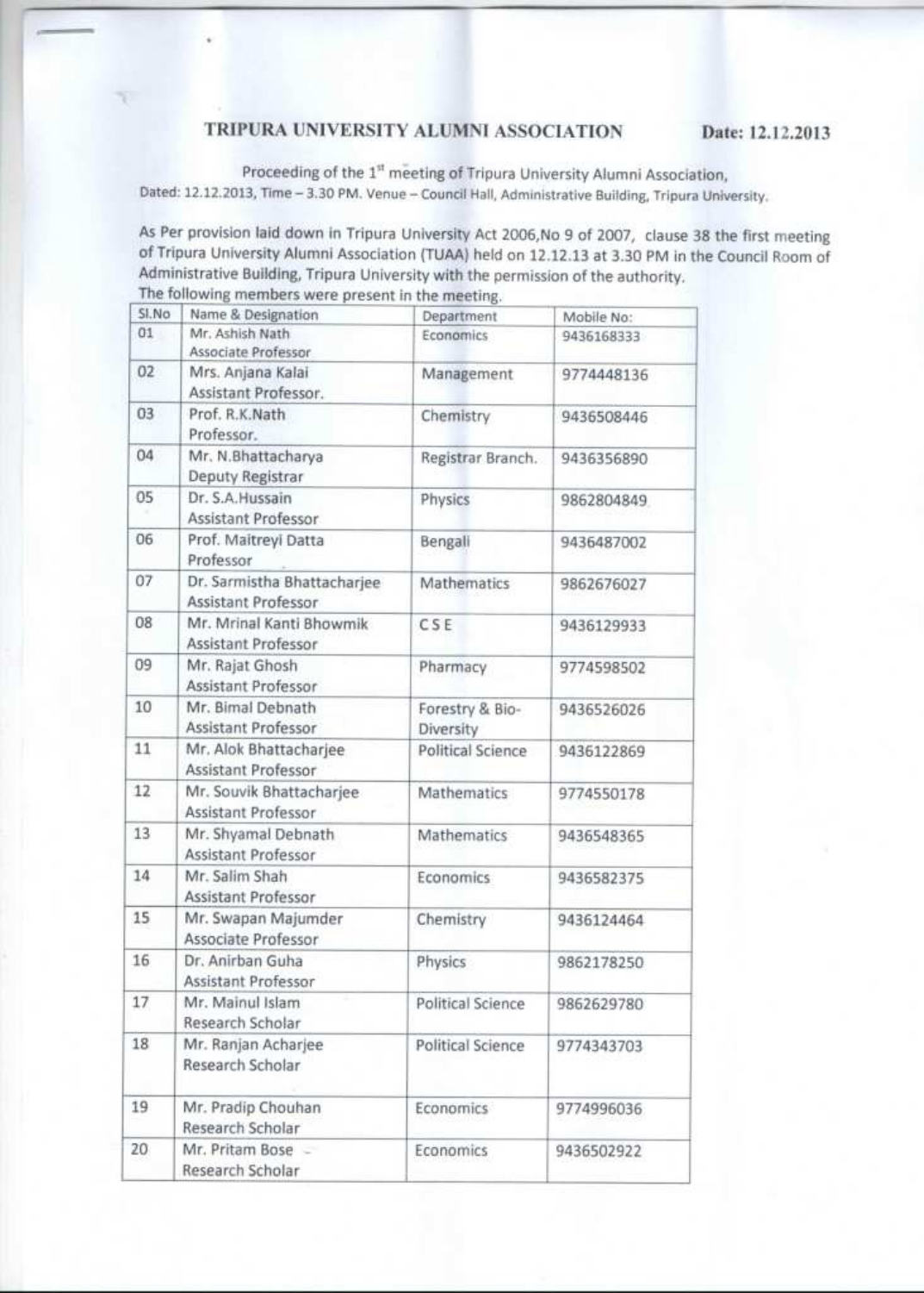# TRIPURA UNIVERSITY ALUMNI ASSOCIATION

**Date: 12.12.2013**

Proceeding of the 1st meeting of Tripura University Alumni Association,
Dated: 12.12.2013, Time – 3.30 PM. Venue – Council Hall, Administrative Building, Tripura University.

As Per provision laid down in Tripura University Act 2006,No 9 of 2007, clause 38 the first meeting of Tripura University Alumni Association (TUAA) held on 12.12.13 at 3.30 PM in the Council Room of Administrative Building, Tripura University with the permission of the authority.

The following members were present in the meeting.

| Sl.No | Name & Designation | Department | Mobile No: |
|---|---|---|---|
| 01 | Mr. Ashish Nath<br>Associate Professor | Economics | 9436168333 |
| 02 | Mrs. Anjana Kalai<br>Assistant Professor. | Management | 9774448136 |
| 03 | Prof. R.K.Nath<br>Professor. | Chemistry | 9436508446 |
| 04 | Mr. N.Bhattacharya<br>Deputy Registrar | Registrar Branch. | 9436356890 |
| 05 | Dr. S.A.Hussain<br>Assistant Professor | Physics | 9862804849 |
| 06 | Prof. Maitreyi Datta<br>Professor | Bengali | 9436487002 |
| 07 | Dr. Sarmistha Bhattacharjee<br>Assistant Professor | Mathematics | 9862676027 |
| 08 | Mr. Mrinal Kanti Bhowmik<br>Assistant Professor | CSE | 9436129933 |
| 09 | Mr. Rajat Ghosh<br>Assistant Professor | Pharmacy | 9774598502 |
| 10 | Mr. Bimal Debnath<br>Assistant Professor | Forestry & Bio-Diversity | 9436526026 |
| 11 | Mr. Alok Bhattacharjee<br>Assistant Professor | Political Science | 9436122869 |
| 12 | Mr. Souvik Bhattacharjee<br>Assistant Professor | Mathematics | 9774550178 |
| 13 | Mr. Shyamal Debnath<br>Assistant Professor | Mathematics | 9436548365 |
| 14 | Mr. Salim Shah<br>Assistant Professor | Economics | 9436582375 |
| 15 | Mr. Swapan Majumder<br>Associate Professor | Chemistry | 9436124464 |
| 16 | Dr. Anirban Guha<br>Assistant Professor | Physics | 9862178250 |
| 17 | Mr. Mainul Islam<br>Research Scholar | Political Science | 9862629780 |
| 18 | Mr. Ranjan Acharjee<br>Research Scholar | Political Science | 9774343703 |
| 19 | Mr. Pradip Chouhan<br>Research Scholar | Economics | 9774996036 |
| 20 | Mr. Pritam Bose<br>Research Scholar | Economics | 9436502922 |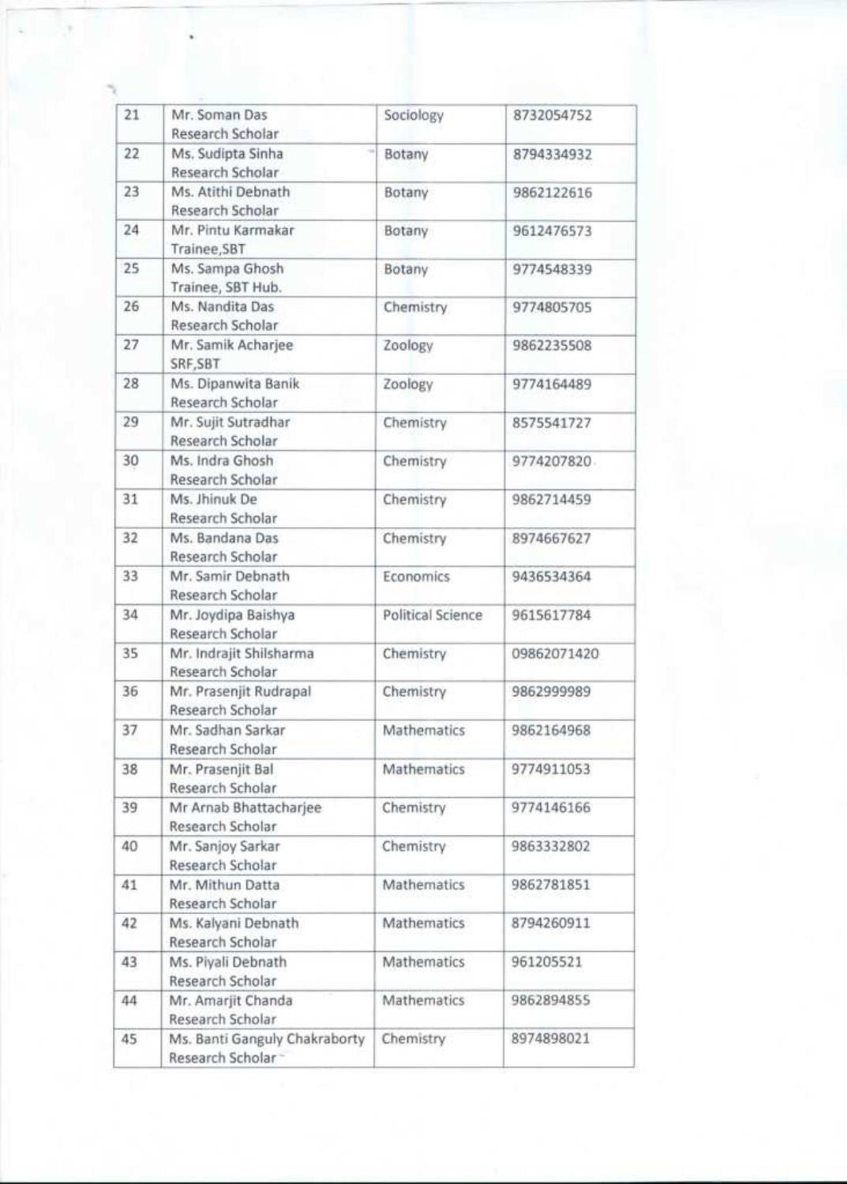| 21 | Mr. Soman Das<br>Research Scholar | Sociology | 8732054752 |
|---|---|---|---|
| 22 | Ms. Sudipta Sinha<br>Research Scholar | Botany | 8794334932 |
| 23 | Ms. Atithi Debnath<br>Research Scholar | Botany | 9862122616 |
| 24 | Mr. Pintu Karmakar<br>Trainee,SBT | Botany | 9612476573 |
| 25 | Ms. Sampa Ghosh<br>Trainee, SBT Hub. | Botany | 9774548339 |
| 26 | Ms. Nandita Das<br>Research Scholar | Chemistry | 9774805705 |
| 27 | Mr. Samik Acharjee<br>SRF,SBT | Zoology | 9862235508 |
| 28 | Ms. Dipanwita Banik<br>Research Scholar | Zoology | 9774164489 |
| 29 | Mr. Sujit Sutradhar<br>Research Scholar | Chemistry | 8575541727 |
| 30 | Ms. Indra Ghosh<br>Research Scholar | Chemistry | 9774207820 |
| 31 | Ms. Jhinuk De<br>Research Scholar | Chemistry | 9862714459 |
| 32 | Ms. Bandana Das<br>Research Scholar | Chemistry | 8974667627 |
| 33 | Mr. Samir Debnath<br>Research Scholar | Economics | 9436534364 |
| 34 | Mr. Joydipa Baishya<br>Research Scholar | Political Science | 9615617784 |
| 35 | Mr. Indrajit Shilsharma<br>Research Scholar | Chemistry | 09862071420 |
| 36 | Mr. Prasenjit Rudrapal<br>Research Scholar | Chemistry | 9862999989 |
| 37 | Mr. Sadhan Sarkar<br>Research Scholar | Mathematics | 9862164968 |
| 38 | Mr. Prasenjit Bal<br>Research Scholar | Mathematics | 9774911053 |
| 39 | Mr Arnab Bhattacharjee<br>Research Scholar | Chemistry | 9774146166 |
| 40 | Mr. Sanjoy Sarkar<br>Research Scholar | Chemistry | 9863332802 |
| 41 | Mr. Mithun Datta<br>Research Scholar | Mathematics | 9862781851 |
| 42 | Ms. Kalyani Debnath<br>Research Scholar | Mathematics | 8794260911 |
| 43 | Ms. Piyali Debnath<br>Research Scholar | Mathematics | 961205521 |
| 44 | Mr. Amarjit Chanda<br>Research Scholar | Mathematics | 9862894855 |
| 45 | Ms. Banti Ganguly Chakraborty<br>Research Scholar | Chemistry | 8974898021 |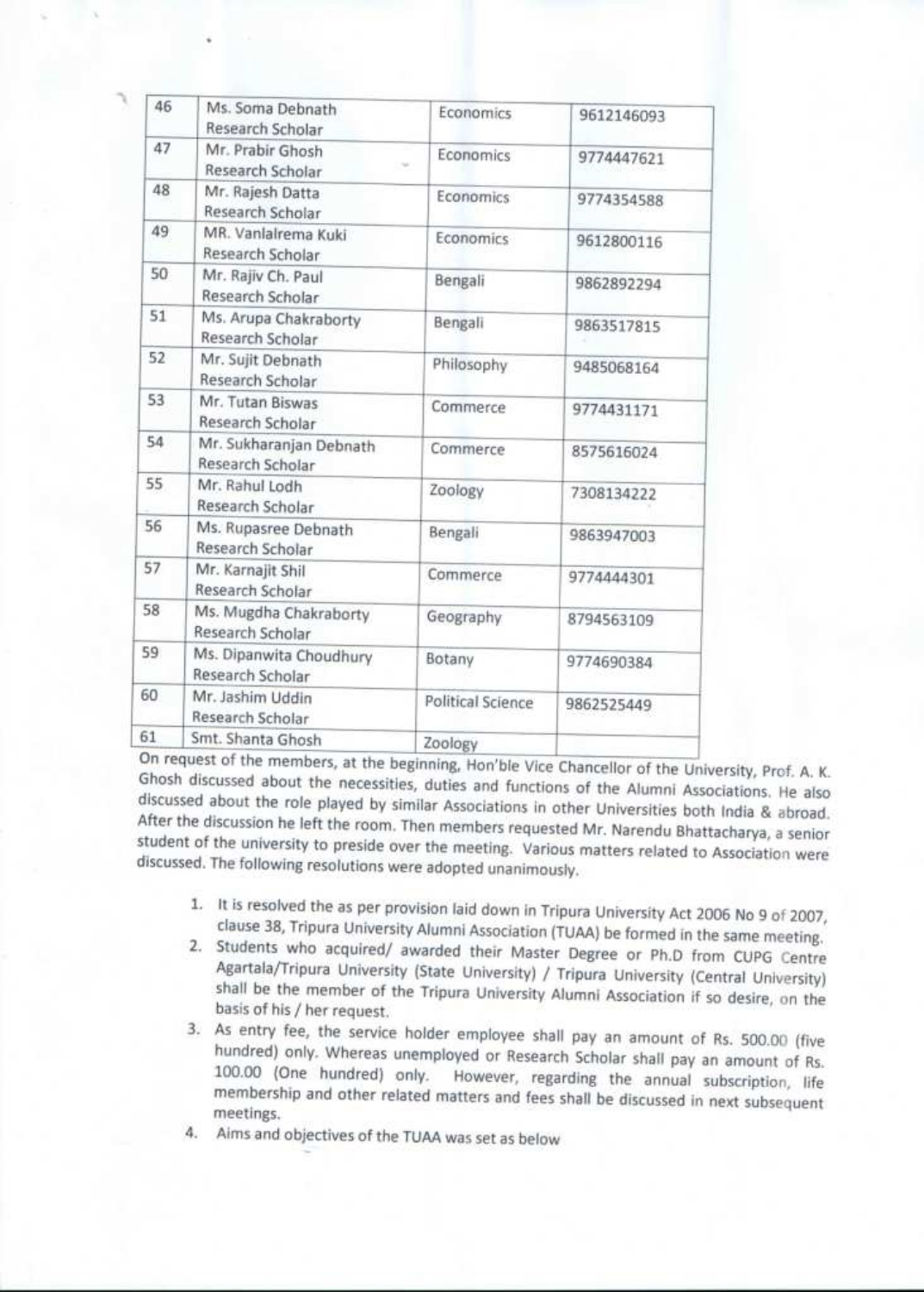| | | | |
|---|---|---|---|
| 46 | Ms. Soma Debnath<br>Research Scholar | Economics | 9612146093 |
| 47 | Mr. Prabir Ghosh<br>Research Scholar | Economics | 9774447621 |
| 48 | Mr. Rajesh Datta<br>Research Scholar | Economics | 9774354588 |
| 49 | MR. Vanlalrema Kuki<br>Research Scholar | Economics | 9612800116 |
| 50 | Mr. Rajiv Ch. Paul<br>Research Scholar | Bengali | 9862892294 |
| 51 | Ms. Arupa Chakraborty<br>Research Scholar | Bengali | 9863517815 |
| 52 | Mr. Sujit Debnath<br>Research Scholar | Philosophy | 9485068164 |
| 53 | Mr. Tutan Biswas<br>Research Scholar | Commerce | 9774431171 |
| 54 | Mr. Sukharanjan Debnath<br>Research Scholar | Commerce | 8575616024 |
| 55 | Mr. Rahul Lodh<br>Research Scholar | Zoology | 7308134222 |
| 56 | Ms. Rupasree Debnath<br>Research Scholar | Bengali | 9863947003 |
| 57 | Mr. Karnajit Shil<br>Research Scholar | Commerce | 9774444301 |
| 58 | Ms. Mugdha Chakraborty<br>Research Scholar | Geography | 8794563109 |
| 59 | Ms. Dipanwita Choudhury<br>Research Scholar | Botany | 9774690384 |
| 60 | Mr. Jashim Uddin<br>Research Scholar | Political Science | 9862525449 |
| 61 | Smt. Shanta Ghosh | Zoology | |

On request of the members, at the beginning, Hon'ble Vice Chancellor of the University, Prof. A. K. Ghosh discussed about the necessities, duties and functions of the Alumni Associations. He also discussed about the role played by similar Associations in other Universities both India & abroad. After the discussion he left the room. Then members requested Mr. Narendu Bhattacharya, a senior student of the university to preside over the meeting. Various matters related to Association were discussed. The following resolutions were adopted unanimously.

1. It is resolved the as per provision laid down in Tripura University Act 2006 No 9 of 2007, clause 38, Tripura University Alumni Association (TUAA) be formed in the same meeting.
2. Students who acquired/ awarded their Master Degree or Ph.D from CUPG Centre Agartala/Tripura University (State University) / Tripura University (Central University) shall be the member of the Tripura University Alumni Association if so desire, on the basis of his / her request.
3. As entry fee, the service holder employee shall pay an amount of Rs. 500.00 (five hundred) only. Whereas unemployed or Research Scholar shall pay an amount of Rs. 100.00 (One hundred) only. However, regarding the annual subscription, life membership and other related matters and fees shall be discussed in next subsequent meetings.
4. Aims and objectives of the TUAA was set as below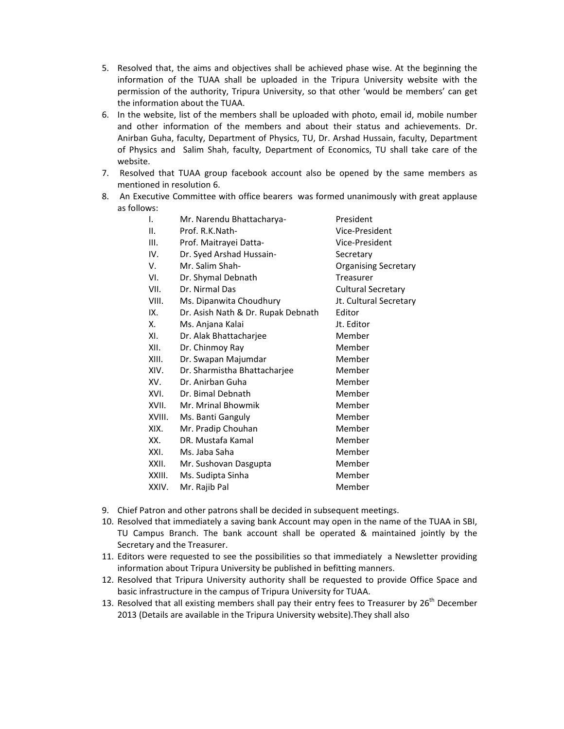5. Resolved that, the aims and objectives shall be achieved phase wise. At the beginning the information of the TUAA shall be uploaded in the Tripura University website with the permission of the authority, Tripura University, so that other 'would be members' can get the information about the TUAA.
6. In the website, list of the members shall be uploaded with photo, email id, mobile number and other information of the members and about their status and achievements. Dr. Anirban Guha, faculty, Department of Physics, TU, Dr. Arshad Hussain, faculty, Department of Physics and Salim Shah, faculty, Department of Economics, TU shall take care of the website.
7. Resolved that TUAA group facebook account also be opened by the same members as mentioned in resolution 6.
8. An Executive Committee with office bearers was formed unanimously with great applause as follows:

| | | |
|---|---|---|
| I. | Mr. Narendu Bhattacharya- | President |
| II. | Prof. R.K.Nath- | Vice-President |
| III. | Prof. Maitrayei Datta- | Vice-President |
| IV. | Dr. Syed Arshad Hussain- | Secretary |
| V. | Mr. Salim Shah- | Organising Secretary |
| VI. | Dr. Shymal Debnath | Treasurer |
| VII. | Dr. Nirmal Das | Cultural Secretary |
| VIII. | Ms. Dipanwita Choudhury | Jt. Cultural Secretary |
| IX. | Dr. Asish Nath & Dr. Rupak Debnath | Editor |
| X. | Ms. Anjana Kalai | Jt. Editor |
| XI. | Dr. Alak Bhattacharjee | Member |
| XII. | Dr. Chinmoy Ray | Member |
| XIII. | Dr. Swapan Majumdar | Member |
| XIV. | Dr. Sharmistha Bhattacharjee | Member |
| XV. | Dr. Anirban Guha | Member |
| XVI. | Dr. Bimal Debnath | Member |
| XVII. | Mr. Mrinal Bhowmik | Member |
| XVIII. | Ms. Banti Ganguly | Member |
| XIX. | Mr. Pradip Chouhan | Member |
| XX. | DR. Mustafa Kamal | Member |
| XXI. | Ms. Jaba Saha | Member |
| XXII. | Mr. Sushovan Dasgupta | Member |
| XXIII. | Ms. Sudipta Sinha | Member |
| XXIV. | Mr. Rajib Pal | Member |

9. Chief Patron and other patrons shall be decided in subsequent meetings.
10. Resolved that immediately a saving bank Account may open in the name of the TUAA in SBI, TU Campus Branch. The bank account shall be operated & maintained jointly by the Secretary and the Treasurer.
11. Editors were requested to see the possibilities so that immediately a Newsletter providing information about Tripura University be published in befitting manners.
12. Resolved that Tripura University authority shall be requested to provide Office Space and basic infrastructure in the campus of Tripura University for TUAA.
13. Resolved that all existing members shall pay their entry fees to Treasurer by 26th December 2013 (Details are available in the Tripura University website).They shall also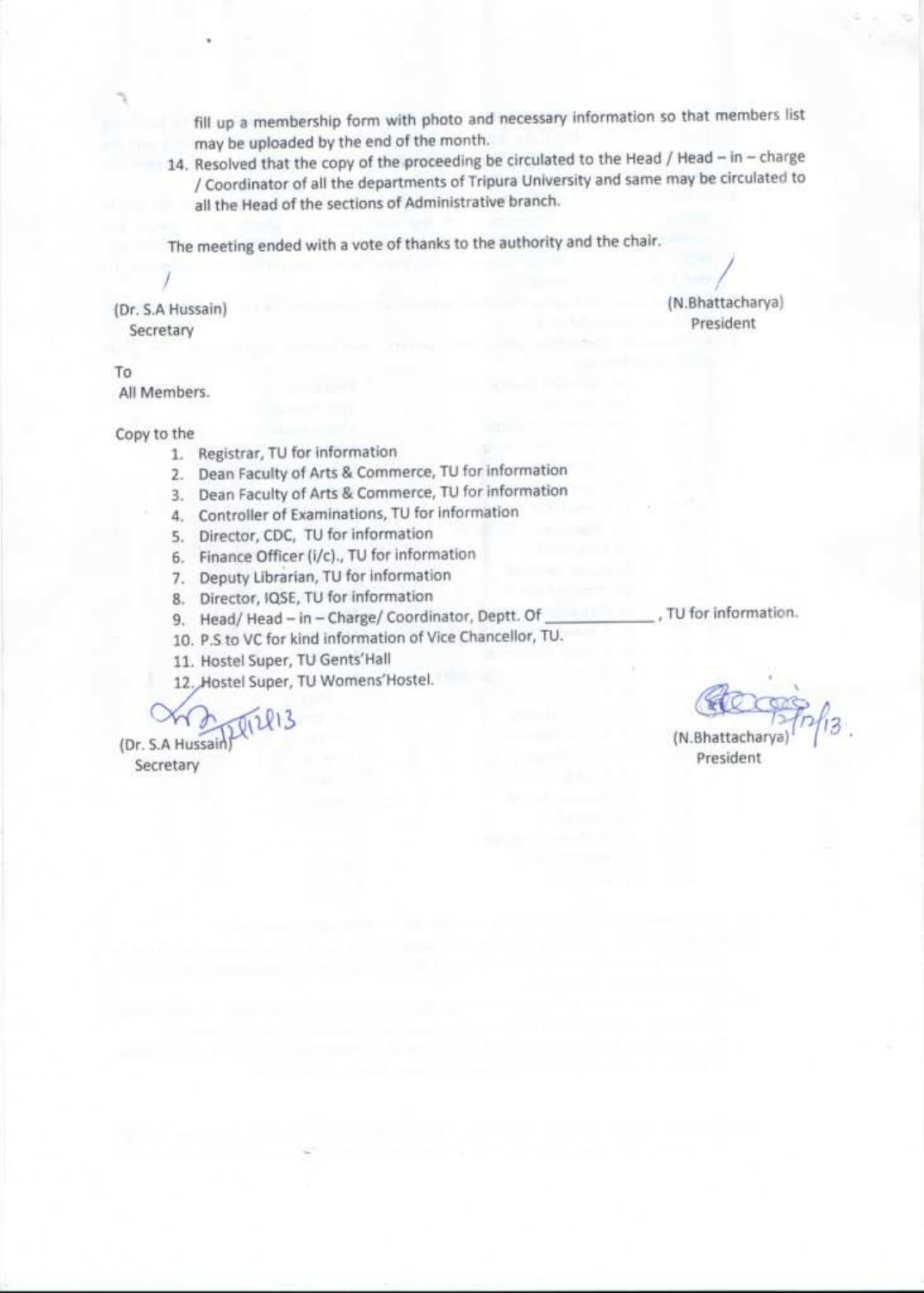fill up a membership form with photo and necessary information so that members list may be uploaded by the end of the month.

14. Resolved that the copy of the proceeding be circulated to the Head / Head – in – charge / Coordinator of all the departments of Tripura University and same may be circulated to all the Head of the sections of Administrative branch.

The meeting ended with a vote of thanks to the authority and the chair.

(Dr. S.A Hussain)
Secretary

(N.Bhattacharya)
President

To
All Members.

Copy to the

1. Registrar, TU for information
2. Dean Faculty of Arts & Commerce, TU for information
3. Dean Faculty of Arts & Commerce, TU for information
4. Controller of Examinations, TU for information
5. Director, CDC, TU for information
6. Finance Officer (i/c)., TU for information
7. Deputy Librarian, TU for information
8. Director, IQSE, TU for information
9. Head/ Head – in – Charge/ Coordinator, Deptt. Of ____________, TU for information.
10. P.S to VC for kind information of Vice Chancellor, TU.
11. Hostel Super, TU Gents'Hall
12. Hostel Super, TU Womens'Hostel.

12/12/13
(Dr. S.A Hussain)
Secretary

12/12/13
(N.Bhattacharya)
President